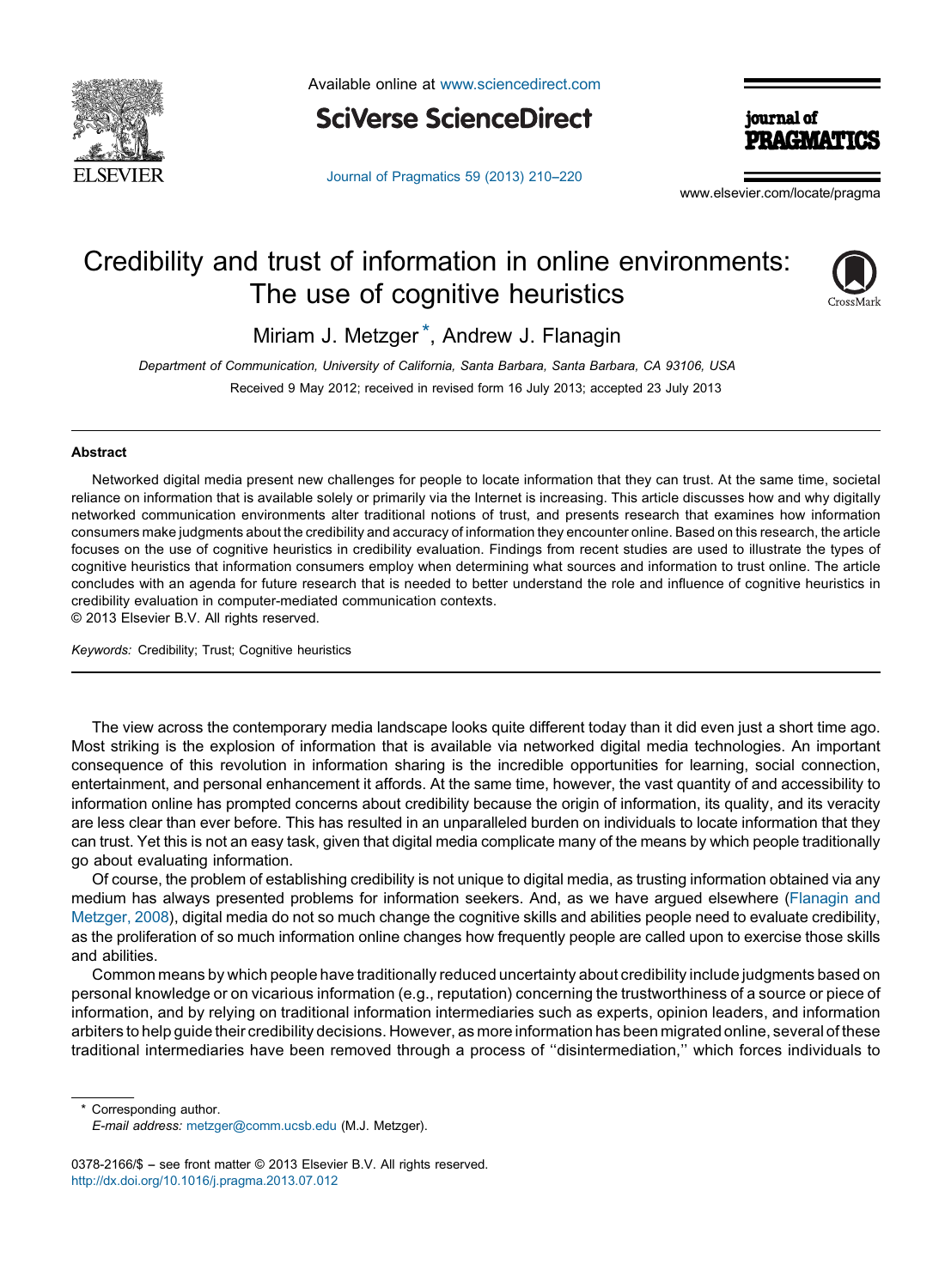# Credibility and trust of information in online environments: The use of cognitive heuristics

Miriam J. Metzger*, Andrew J. Flanagin

*Department of Communication, University of California, Santa Barbara, Santa Barbara, CA 93106, USA*

Received 9 May 2012; received in revised form 16 July 2013; accepted 23 July 2013

## Abstract

Networked digital media present new challenges for people to locate information that they can trust. At the same time, societal reliance on information that is available solely or primarily via the Internet is increasing. This article discusses how and why digitally networked communication environments alter traditional notions of trust, and presents research that examines how information consumers make judgments about the credibility and accuracy of information they encounter online. Based on this research, the article focuses on the use of cognitive heuristics in credibility evaluation. Findings from recent studies are used to illustrate the types of cognitive heuristics that information consumers employ when determining what sources and information to trust online. The article concludes with an agenda for future research that is needed to better understand the role and influence of cognitive heuristics in credibility evaluation in computer-mediated communication contexts.

© 2013 Elsevier B.V. All rights reserved.

*Keywords:* Credibility; Trust; Cognitive heuristics

The view across the contemporary media landscape looks quite different today than it did even just a short time ago. Most striking is the explosion of information that is available via networked digital media technologies. An important consequence of this revolution in information sharing is the incredible opportunities for learning, social connection, entertainment, and personal enhancement it affords. At the same time, however, the vast quantity of and accessibility to information online has prompted concerns about credibility because the origin of information, its quality, and its veracity are less clear than ever before. This has resulted in an unparalleled burden on individuals to locate information that they can trust. Yet this is not an easy task, given that digital media complicate many of the means by which people traditionally go about evaluating information.

Of course, the problem of establishing credibility is not unique to digital media, as trusting information obtained via any medium has always presented problems for information seekers. And, as we have argued elsewhere (Flanagin and Metzger, 2008), digital media do not so much change the cognitive skills and abilities people need to evaluate credibility, as the proliferation of so much information online changes how frequently people are called upon to exercise those skills and abilities.

Common means by which people have traditionally reduced uncertainty about credibility include judgments based on personal knowledge or on vicarious information (e.g., reputation) concerning the trustworthiness of a source or piece of information, and by relying on traditional information intermediaries such as experts, opinion leaders, and information arbiters to help guide their credibility decisions. However, as more information has been migrated online, several of these traditional intermediaries have been removed through a process of ''disintermediation,'' which forces individuals to

---

* Corresponding author.
*E-mail address:* metzger@comm.ucsb.edu (M.J. Metzger).

0378-2166/$ – see front matter © 2013 Elsevier B.V. All rights reserved.
http://dx.doi.org/10.1016/j.pragma.2013.07.012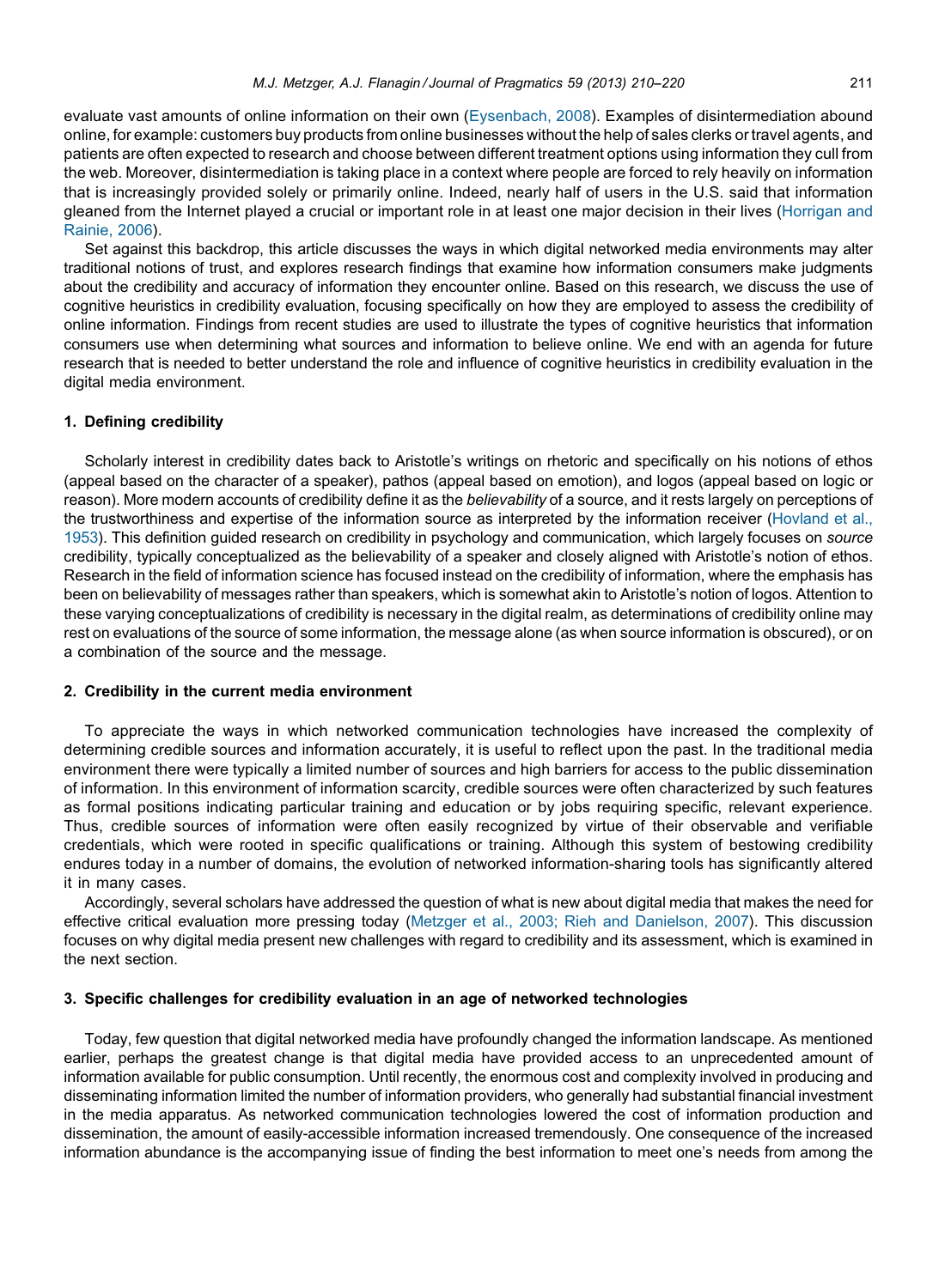evaluate vast amounts of online information on their own (Eysenbach, 2008). Examples of disintermediation abound online, for example: customers buy products from online businesses without the help of sales clerks or travel agents, and patients are often expected to research and choose between different treatment options using information they cull from the web. Moreover, disintermediation is taking place in a context where people are forced to rely heavily on information that is increasingly provided solely or primarily online. Indeed, nearly half of users in the U.S. said that information gleaned from the Internet played a crucial or important role in at least one major decision in their lives (Horrigan and Rainie, 2006).

Set against this backdrop, this article discusses the ways in which digital networked media environments may alter traditional notions of trust, and explores research findings that examine how information consumers make judgments about the credibility and accuracy of information they encounter online. Based on this research, we discuss the use of cognitive heuristics in credibility evaluation, focusing specifically on how they are employed to assess the credibility of online information. Findings from recent studies are used to illustrate the types of cognitive heuristics that information consumers use when determining what sources and information to believe online. We end with an agenda for future research that is needed to better understand the role and influence of cognitive heuristics in credibility evaluation in the digital media environment.

## 1. Defining credibility

Scholarly interest in credibility dates back to Aristotle's writings on rhetoric and specifically on his notions of ethos (appeal based on the character of a speaker), pathos (appeal based on emotion), and logos (appeal based on logic or reason). More modern accounts of credibility define it as the *believability* of a source, and it rests largely on perceptions of the trustworthiness and expertise of the information source as interpreted by the information receiver (Hovland et al., 1953). This definition guided research on credibility in psychology and communication, which largely focuses on *source* credibility, typically conceptualized as the believability of a speaker and closely aligned with Aristotle's notion of ethos. Research in the field of information science has focused instead on the credibility of information, where the emphasis has been on believability of messages rather than speakers, which is somewhat akin to Aristotle's notion of logos. Attention to these varying conceptualizations of credibility is necessary in the digital realm, as determinations of credibility online may rest on evaluations of the source of some information, the message alone (as when source information is obscured), or on a combination of the source and the message.

## 2. Credibility in the current media environment

To appreciate the ways in which networked communication technologies have increased the complexity of determining credible sources and information accurately, it is useful to reflect upon the past. In the traditional media environment there were typically a limited number of sources and high barriers for access to the public dissemination of information. In this environment of information scarcity, credible sources were often characterized by such features as formal positions indicating particular training and education or by jobs requiring specific, relevant experience. Thus, credible sources of information were often easily recognized by virtue of their observable and verifiable credentials, which were rooted in specific qualifications or training. Although this system of bestowing credibility endures today in a number of domains, the evolution of networked information-sharing tools has significantly altered it in many cases.

Accordingly, several scholars have addressed the question of what is new about digital media that makes the need for effective critical evaluation more pressing today (Metzger et al., 2003; Rieh and Danielson, 2007). This discussion focuses on why digital media present new challenges with regard to credibility and its assessment, which is examined in the next section.

## 3. Specific challenges for credibility evaluation in an age of networked technologies

Today, few question that digital networked media have profoundly changed the information landscape. As mentioned earlier, perhaps the greatest change is that digital media have provided access to an unprecedented amount of information available for public consumption. Until recently, the enormous cost and complexity involved in producing and disseminating information limited the number of information providers, who generally had substantial financial investment in the media apparatus. As networked communication technologies lowered the cost of information production and dissemination, the amount of easily-accessible information increased tremendously. One consequence of the increased information abundance is the accompanying issue of finding the best information to meet one's needs from among the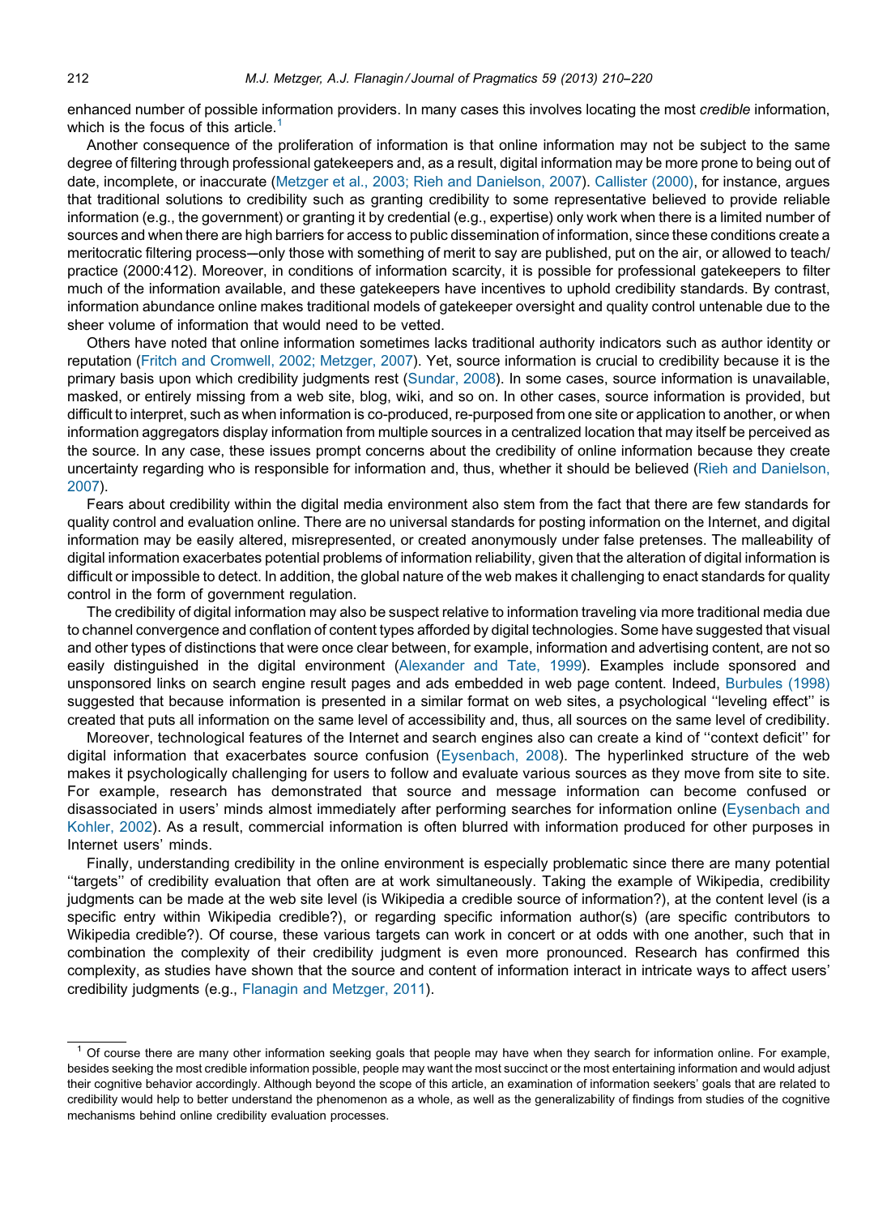enhanced number of possible information providers. In many cases this involves locating the most *credible* information, which is the focus of this article.[1]

Another consequence of the proliferation of information is that online information may not be subject to the same degree of filtering through professional gatekeepers and, as a result, digital information may be more prone to being out of date, incomplete, or inaccurate (Metzger et al., 2003; Rieh and Danielson, 2007). Callister (2000), for instance, argues that traditional solutions to credibility such as granting credibility to some representative believed to provide reliable information (e.g., the government) or granting it by credential (e.g., expertise) only work when there is a limited number of sources and when there are high barriers for access to public dissemination of information, since these conditions create a meritocratic filtering process—only those with something of merit to say are published, put on the air, or allowed to teach/ practice (2000:412). Moreover, in conditions of information scarcity, it is possible for professional gatekeepers to filter much of the information available, and these gatekeepers have incentives to uphold credibility standards. By contrast, information abundance online makes traditional models of gatekeeper oversight and quality control untenable due to the sheer volume of information that would need to be vetted.

Others have noted that online information sometimes lacks traditional authority indicators such as author identity or reputation (Fritch and Cromwell, 2002; Metzger, 2007). Yet, source information is crucial to credibility because it is the primary basis upon which credibility judgments rest (Sundar, 2008). In some cases, source information is unavailable, masked, or entirely missing from a web site, blog, wiki, and so on. In other cases, source information is provided, but difficult to interpret, such as when information is co-produced, re-purposed from one site or application to another, or when information aggregators display information from multiple sources in a centralized location that may itself be perceived as the source. In any case, these issues prompt concerns about the credibility of online information because they create uncertainty regarding who is responsible for information and, thus, whether it should be believed (Rieh and Danielson, 2007).

Fears about credibility within the digital media environment also stem from the fact that there are few standards for quality control and evaluation online. There are no universal standards for posting information on the Internet, and digital information may be easily altered, misrepresented, or created anonymously under false pretenses. The malleability of digital information exacerbates potential problems of information reliability, given that the alteration of digital information is difficult or impossible to detect. In addition, the global nature of the web makes it challenging to enact standards for quality control in the form of government regulation.

The credibility of digital information may also be suspect relative to information traveling via more traditional media due to channel convergence and conflation of content types afforded by digital technologies. Some have suggested that visual and other types of distinctions that were once clear between, for example, information and advertising content, are not so easily distinguished in the digital environment (Alexander and Tate, 1999). Examples include sponsored and unsponsored links on search engine result pages and ads embedded in web page content. Indeed, Burbules (1998) suggested that because information is presented in a similar format on web sites, a psychological ''leveling effect'' is created that puts all information on the same level of accessibility and, thus, all sources on the same level of credibility.

Moreover, technological features of the Internet and search engines also can create a kind of ''context deficit'' for digital information that exacerbates source confusion (Eysenbach, 2008). The hyperlinked structure of the web makes it psychologically challenging for users to follow and evaluate various sources as they move from site to site. For example, research has demonstrated that source and message information can become confused or disassociated in users' minds almost immediately after performing searches for information online (Eysenbach and Kohler, 2002). As a result, commercial information is often blurred with information produced for other purposes in Internet users' minds.

Finally, understanding credibility in the online environment is especially problematic since there are many potential ''targets'' of credibility evaluation that often are at work simultaneously. Taking the example of Wikipedia, credibility judgments can be made at the web site level (is Wikipedia a credible source of information?), at the content level (is a specific entry within Wikipedia credible?), or regarding specific information author(s) (are specific contributors to Wikipedia credible?). Of course, these various targets can work in concert or at odds with one another, such that in combination the complexity of their credibility judgment is even more pronounced. Research has confirmed this complexity, as studies have shown that the source and content of information interact in intricate ways to affect users' credibility judgments (e.g., Flanagin and Metzger, 2011).

[1] Of course there are many other information seeking goals that people may have when they search for information online. For example, besides seeking the most credible information possible, people may want the most succinct or the most entertaining information and would adjust their cognitive behavior accordingly. Although beyond the scope of this article, an examination of information seekers' goals that are related to credibility would help to better understand the phenomenon as a whole, as well as the generalizability of findings from studies of the cognitive mechanisms behind online credibility evaluation processes.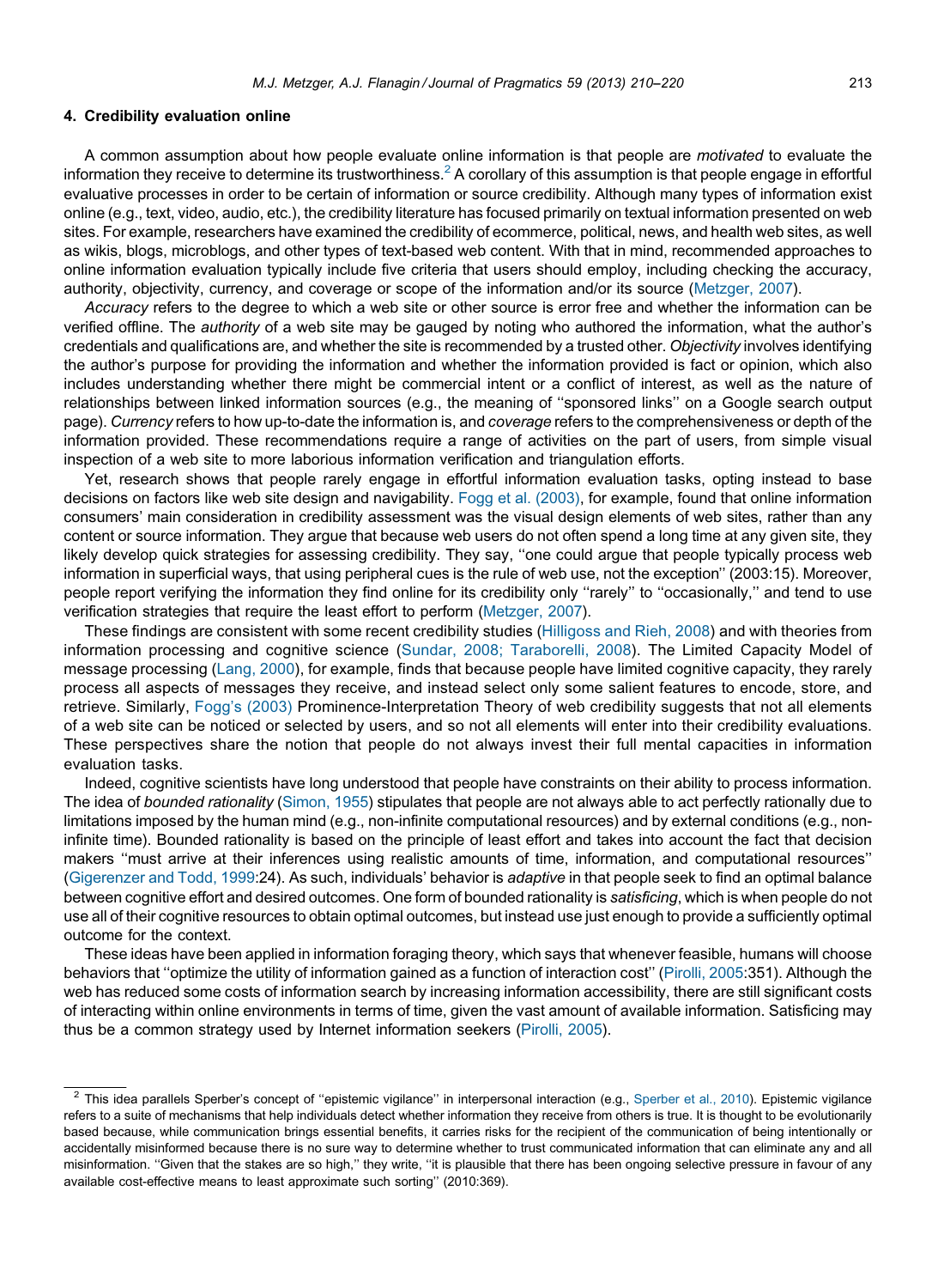## 4. Credibility evaluation online

A common assumption about how people evaluate online information is that people are *motivated* to evaluate the information they receive to determine its trustworthiness.[2] A corollary of this assumption is that people engage in effortful evaluative processes in order to be certain of information or source credibility. Although many types of information exist online (e.g., text, video, audio, etc.), the credibility literature has focused primarily on textual information presented on web sites. For example, researchers have examined the credibility of ecommerce, political, news, and health web sites, as well as wikis, blogs, microblogs, and other types of text-based web content. With that in mind, recommended approaches to online information evaluation typically include five criteria that users should employ, including checking the accuracy, authority, objectivity, currency, and coverage or scope of the information and/or its source (Metzger, 2007).

*Accuracy* refers to the degree to which a web site or other source is error free and whether the information can be verified offline. The *authority* of a web site may be gauged by noting who authored the information, what the author's credentials and qualifications are, and whether the site is recommended by a trusted other. *Objectivity* involves identifying the author's purpose for providing the information and whether the information provided is fact or opinion, which also includes understanding whether there might be commercial intent or a conflict of interest, as well as the nature of relationships between linked information sources (e.g., the meaning of ''sponsored links'' on a Google search output page). *Currency* refers to how up-to-date the information is, and *coverage* refers to the comprehensiveness or depth of the information provided. These recommendations require a range of activities on the part of users, from simple visual inspection of a web site to more laborious information verification and triangulation efforts.

Yet, research shows that people rarely engage in effortful information evaluation tasks, opting instead to base decisions on factors like web site design and navigability. Fogg et al. (2003), for example, found that online information consumers' main consideration in credibility assessment was the visual design elements of web sites, rather than any content or source information. They argue that because web users do not often spend a long time at any given site, they likely develop quick strategies for assessing credibility. They say, ''one could argue that people typically process web information in superficial ways, that using peripheral cues is the rule of web use, not the exception'' (2003:15). Moreover, people report verifying the information they find online for its credibility only ''rarely'' to ''occasionally,'' and tend to use verification strategies that require the least effort to perform (Metzger, 2007).

These findings are consistent with some recent credibility studies (Hilligoss and Rieh, 2008) and with theories from information processing and cognitive science (Sundar, 2008; Taraborelli, 2008). The Limited Capacity Model of message processing (Lang, 2000), for example, finds that because people have limited cognitive capacity, they rarely process all aspects of messages they receive, and instead select only some salient features to encode, store, and retrieve. Similarly, Fogg's (2003) Prominence-Interpretation Theory of web credibility suggests that not all elements of a web site can be noticed or selected by users, and so not all elements will enter into their credibility evaluations. These perspectives share the notion that people do not always invest their full mental capacities in information evaluation tasks.

Indeed, cognitive scientists have long understood that people have constraints on their ability to process information. The idea of *bounded rationality* (Simon, 1955) stipulates that people are not always able to act perfectly rationally due to limitations imposed by the human mind (e.g., non-infinite computational resources) and by external conditions (e.g., non-infinite time). Bounded rationality is based on the principle of least effort and takes into account the fact that decision makers ''must arrive at their inferences using realistic amounts of time, information, and computational resources'' (Gigerenzer and Todd, 1999:24). As such, individuals' behavior is *adaptive* in that people seek to find an optimal balance between cognitive effort and desired outcomes. One form of bounded rationality is *satisficing*, which is when people do not use all of their cognitive resources to obtain optimal outcomes, but instead use just enough to provide a sufficiently optimal outcome for the context.

These ideas have been applied in information foraging theory, which says that whenever feasible, humans will choose behaviors that ''optimize the utility of information gained as a function of interaction cost'' (Pirolli, 2005:351). Although the web has reduced some costs of information search by increasing information accessibility, there are still significant costs of interacting within online environments in terms of time, given the vast amount of available information. Satisficing may thus be a common strategy used by Internet information seekers (Pirolli, 2005).

---

[2] This idea parallels Sperber's concept of ''epistemic vigilance'' in interpersonal interaction (e.g., Sperber et al., 2010). Epistemic vigilance refers to a suite of mechanisms that help individuals detect whether information they receive from others is true. It is thought to be evolutionarily based because, while communication brings essential benefits, it carries risks for the recipient of the communication of being intentionally or accidentally misinformed because there is no sure way to determine whether to trust communicated information that can eliminate any and all misinformation. ''Given that the stakes are so high,'' they write, ''it is plausible that there has been ongoing selective pressure in favour of any available cost-effective means to least approximate such sorting'' (2010:369).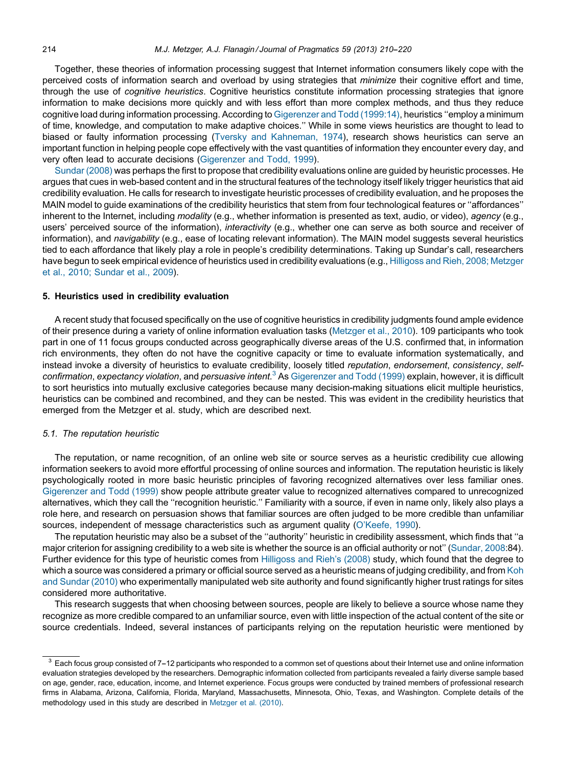Together, these theories of information processing suggest that Internet information consumers likely cope with the perceived costs of information search and overload by using strategies that *minimize* their cognitive effort and time, through the use of *cognitive heuristics*. Cognitive heuristics constitute information processing strategies that ignore information to make decisions more quickly and with less effort than more complex methods, and thus they reduce cognitive load during information processing. According to Gigerenzer and Todd (1999:14), heuristics ''employ a minimum of time, knowledge, and computation to make adaptive choices.'' While in some views heuristics are thought to lead to biased or faulty information processing (Tversky and Kahneman, 1974), research shows heuristics can serve an important function in helping people cope effectively with the vast quantities of information they encounter every day, and very often lead to accurate decisions (Gigerenzer and Todd, 1999).

Sundar (2008) was perhaps the first to propose that credibility evaluations online are guided by heuristic processes. He argues that cues in web-based content and in the structural features of the technology itself likely trigger heuristics that aid credibility evaluation. He calls for research to investigate heuristic processes of credibility evaluation, and he proposes the MAIN model to guide examinations of the credibility heuristics that stem from four technological features or ''affordances'' inherent to the Internet, including *modality* (e.g., whether information is presented as text, audio, or video), *agency* (e.g., users' perceived source of the information), *interactivity* (e.g., whether one can serve as both source and receiver of information), and *navigability* (e.g., ease of locating relevant information). The MAIN model suggests several heuristics tied to each affordance that likely play a role in people's credibility determinations. Taking up Sundar's call, researchers have begun to seek empirical evidence of heuristics used in credibility evaluations (e.g., Hilligoss and Rieh, 2008; Metzger et al., 2010; Sundar et al., 2009).

## 5. Heuristics used in credibility evaluation

A recent study that focused specifically on the use of cognitive heuristics in credibility judgments found ample evidence of their presence during a variety of online information evaluation tasks (Metzger et al., 2010). 109 participants who took part in one of 11 focus groups conducted across geographically diverse areas of the U.S. confirmed that, in information rich environments, they often do not have the cognitive capacity or time to evaluate information systematically, and instead invoke a diversity of heuristics to evaluate credibility, loosely titled *reputation*, *endorsement*, *consistency*, *self-confirmation*, *expectancy violation*, and *persuasive intent*.[3] As Gigerenzer and Todd (1999) explain, however, it is difficult to sort heuristics into mutually exclusive categories because many decision-making situations elicit multiple heuristics, heuristics can be combined and recombined, and they can be nested. This was evident in the credibility heuristics that emerged from the Metzger et al. study, which are described next.

### 5.1. The reputation heuristic

The reputation, or name recognition, of an online web site or source serves as a heuristic credibility cue allowing information seekers to avoid more effortful processing of online sources and information. The reputation heuristic is likely psychologically rooted in more basic heuristic principles of favoring recognized alternatives over less familiar ones. Gigerenzer and Todd (1999) show people attribute greater value to recognized alternatives compared to unrecognized alternatives, which they call the ''recognition heuristic.'' Familiarity with a source, if even in name only, likely also plays a role here, and research on persuasion shows that familiar sources are often judged to be more credible than unfamiliar sources, independent of message characteristics such as argument quality (O'Keefe, 1990).

The reputation heuristic may also be a subset of the ''authority'' heuristic in credibility assessment, which finds that ''a major criterion for assigning credibility to a web site is whether the source is an official authority or not'' (Sundar, 2008:84). Further evidence for this type of heuristic comes from Hilligoss and Rieh's (2008) study, which found that the degree to which a source was considered a primary or official source served as a heuristic means of judging credibility, and from Koh and Sundar (2010) who experimentally manipulated web site authority and found significantly higher trust ratings for sites considered more authoritative.

This research suggests that when choosing between sources, people are likely to believe a source whose name they recognize as more credible compared to an unfamiliar source, even with little inspection of the actual content of the site or source credentials. Indeed, several instances of participants relying on the reputation heuristic were mentioned by

---

[3] Each focus group consisted of 7–12 participants who responded to a common set of questions about their Internet use and online information evaluation strategies developed by the researchers. Demographic information collected from participants revealed a fairly diverse sample based on age, gender, race, education, income, and Internet experience. Focus groups were conducted by trained members of professional research firms in Alabama, Arizona, California, Florida, Maryland, Massachusetts, Minnesota, Ohio, Texas, and Washington. Complete details of the methodology used in this study are described in Metzger et al. (2010).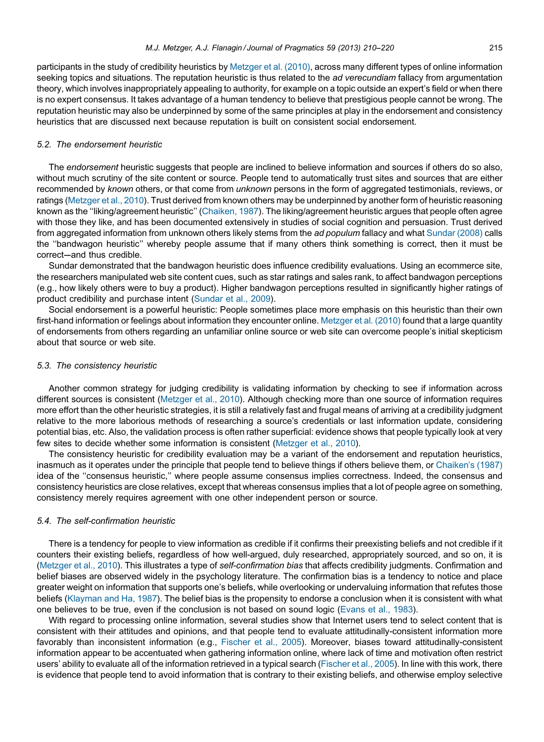participants in the study of credibility heuristics by Metzger et al. (2010), across many different types of online information seeking topics and situations. The reputation heuristic is thus related to the *ad verecundiam* fallacy from argumentation theory, which involves inappropriately appealing to authority, for example on a topic outside an expert's field or when there is no expert consensus. It takes advantage of a human tendency to believe that prestigious people cannot be wrong. The reputation heuristic may also be underpinned by some of the same principles at play in the endorsement and consistency heuristics that are discussed next because reputation is built on consistent social endorsement.

### 5.2. The endorsement heuristic

The *endorsement* heuristic suggests that people are inclined to believe information and sources if others do so also, without much scrutiny of the site content or source. People tend to automatically trust sites and sources that are either recommended by *known* others, or that come from *unknown* persons in the form of aggregated testimonials, reviews, or ratings (Metzger et al., 2010). Trust derived from known others may be underpinned by another form of heuristic reasoning known as the ''liking/agreement heuristic'' (Chaiken, 1987). The liking/agreement heuristic argues that people often agree with those they like, and has been documented extensively in studies of social cognition and persuasion. Trust derived from aggregated information from unknown others likely stems from the *ad populum* fallacy and what Sundar (2008) calls the ''bandwagon heuristic'' whereby people assume that if many others think something is correct, then it must be correct—and thus credible.

Sundar demonstrated that the bandwagon heuristic does influence credibility evaluations. Using an ecommerce site, the researchers manipulated web site content cues, such as star ratings and sales rank, to affect bandwagon perceptions (e.g., how likely others were to buy a product). Higher bandwagon perceptions resulted in significantly higher ratings of product credibility and purchase intent (Sundar et al., 2009).

Social endorsement is a powerful heuristic: People sometimes place more emphasis on this heuristic than their own first-hand information or feelings about information they encounter online. Metzger et al. (2010) found that a large quantity of endorsements from others regarding an unfamiliar online source or web site can overcome people's initial skepticism about that source or web site.

### 5.3. The consistency heuristic

Another common strategy for judging credibility is validating information by checking to see if information across different sources is consistent (Metzger et al., 2010). Although checking more than one source of information requires more effort than the other heuristic strategies, it is still a relatively fast and frugal means of arriving at a credibility judgment relative to the more laborious methods of researching a source's credentials or last information update, considering potential bias, etc. Also, the validation process is often rather superficial: evidence shows that people typically look at very few sites to decide whether some information is consistent (Metzger et al., 2010).

The consistency heuristic for credibility evaluation may be a variant of the endorsement and reputation heuristics, inasmuch as it operates under the principle that people tend to believe things if others believe them, or Chaiken's (1987) idea of the ''consensus heuristic,'' where people assume consensus implies correctness. Indeed, the consensus and consistency heuristics are close relatives, except that whereas consensus implies that a lot of people agree on something, consistency merely requires agreement with one other independent person or source.

### 5.4. The self-confirmation heuristic

There is a tendency for people to view information as credible if it confirms their preexisting beliefs and not credible if it counters their existing beliefs, regardless of how well-argued, duly researched, appropriately sourced, and so on, it is (Metzger et al., 2010). This illustrates a type of *self-confirmation bias* that affects credibility judgments. Confirmation and belief biases are observed widely in the psychology literature. The confirmation bias is a tendency to notice and place greater weight on information that supports one's beliefs, while overlooking or undervaluing information that refutes those beliefs (Klayman and Ha, 1987). The belief bias is the propensity to endorse a conclusion when it is consistent with what one believes to be true, even if the conclusion is not based on sound logic (Evans et al., 1983).

With regard to processing online information, several studies show that Internet users tend to select content that is consistent with their attitudes and opinions, and that people tend to evaluate attitudinally-consistent information more favorably than inconsistent information (e.g., Fischer et al., 2005). Moreover, biases toward attitudinally-consistent information appear to be accentuated when gathering information online, where lack of time and motivation often restrict users' ability to evaluate all of the information retrieved in a typical search (Fischer et al., 2005). In line with this work, there is evidence that people tend to avoid information that is contrary to their existing beliefs, and otherwise employ selective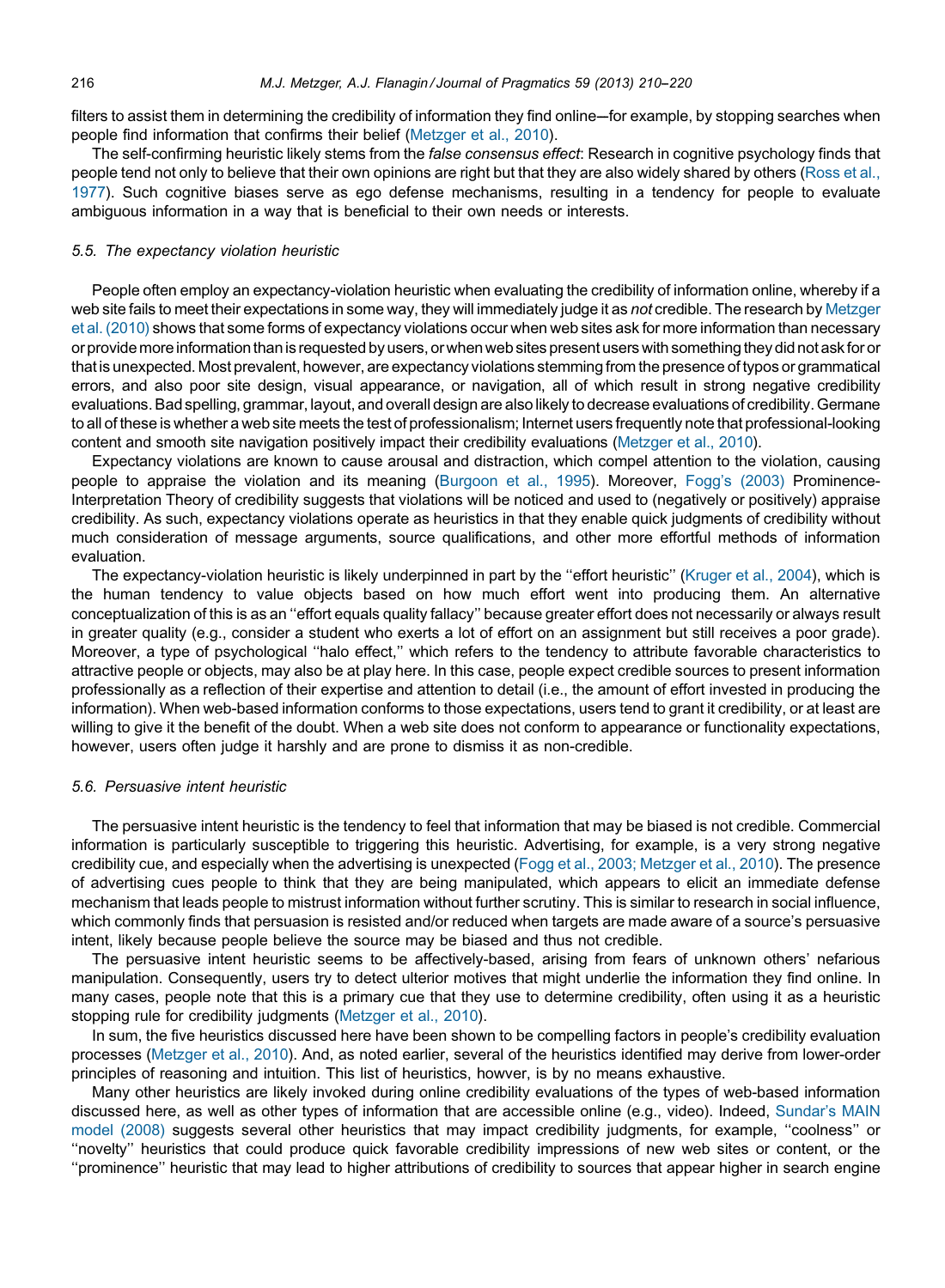filters to assist them in determining the credibility of information they find online—for example, by stopping searches when people find information that confirms their belief (Metzger et al., 2010).

The self-confirming heuristic likely stems from the *false consensus effect*: Research in cognitive psychology finds that people tend not only to believe that their own opinions are right but that they are also widely shared by others (Ross et al., 1977). Such cognitive biases serve as ego defense mechanisms, resulting in a tendency for people to evaluate ambiguous information in a way that is beneficial to their own needs or interests.

### 5.5. The expectancy violation heuristic

People often employ an expectancy-violation heuristic when evaluating the credibility of information online, whereby if a web site fails to meet their expectations in some way, they will immediately judge it as *not* credible. The research by Metzger et al. (2010) shows that some forms of expectancy violations occur when web sites ask for more information than necessary or provide more information than is requested by users, or when web sites present users with something they did not ask for or that is unexpected. Most prevalent, however, are expectancy violations stemming from the presence of typos or grammatical errors, and also poor site design, visual appearance, or navigation, all of which result in strong negative credibility evaluations. Bad spelling, grammar, layout, and overall design are also likely to decrease evaluations of credibility. Germane to all of these is whether a web site meets the test of professionalism; Internet users frequently note that professional-looking content and smooth site navigation positively impact their credibility evaluations (Metzger et al., 2010).

Expectancy violations are known to cause arousal and distraction, which compel attention to the violation, causing people to appraise the violation and its meaning (Burgoon et al., 1995). Moreover, Fogg's (2003) Prominence-Interpretation Theory of credibility suggests that violations will be noticed and used to (negatively or positively) appraise credibility. As such, expectancy violations operate as heuristics in that they enable quick judgments of credibility without much consideration of message arguments, source qualifications, and other more effortful methods of information evaluation.

The expectancy-violation heuristic is likely underpinned in part by the ''effort heuristic'' (Kruger et al., 2004), which is the human tendency to value objects based on how much effort went into producing them. An alternative conceptualization of this is as an ''effort equals quality fallacy'' because greater effort does not necessarily or always result in greater quality (e.g., consider a student who exerts a lot of effort on an assignment but still receives a poor grade). Moreover, a type of psychological ''halo effect,'' which refers to the tendency to attribute favorable characteristics to attractive people or objects, may also be at play here. In this case, people expect credible sources to present information professionally as a reflection of their expertise and attention to detail (i.e., the amount of effort invested in producing the information). When web-based information conforms to those expectations, users tend to grant it credibility, or at least are willing to give it the benefit of the doubt. When a web site does not conform to appearance or functionality expectations, however, users often judge it harshly and are prone to dismiss it as non-credible.

### 5.6. Persuasive intent heuristic

The persuasive intent heuristic is the tendency to feel that information that may be biased is not credible. Commercial information is particularly susceptible to triggering this heuristic. Advertising, for example, is a very strong negative credibility cue, and especially when the advertising is unexpected (Fogg et al., 2003; Metzger et al., 2010). The presence of advertising cues people to think that they are being manipulated, which appears to elicit an immediate defense mechanism that leads people to mistrust information without further scrutiny. This is similar to research in social influence, which commonly finds that persuasion is resisted and/or reduced when targets are made aware of a source's persuasive intent, likely because people believe the source may be biased and thus not credible.

The persuasive intent heuristic seems to be affectively-based, arising from fears of unknown others' nefarious manipulation. Consequently, users try to detect ulterior motives that might underlie the information they find online. In many cases, people note that this is a primary cue that they use to determine credibility, often using it as a heuristic stopping rule for credibility judgments (Metzger et al., 2010).

In sum, the five heuristics discussed here have been shown to be compelling factors in people's credibility evaluation processes (Metzger et al., 2010). And, as noted earlier, several of the heuristics identified may derive from lower-order principles of reasoning and intuition. This list of heuristics, howver, is by no means exhaustive.

Many other heuristics are likely invoked during online credibility evaluations of the types of web-based information discussed here, as well as other types of information that are accessible online (e.g., video). Indeed, Sundar's MAIN model (2008) suggests several other heuristics that may impact credibility judgments, for example, ''coolness'' or ''novelty'' heuristics that could produce quick favorable credibility impressions of new web sites or content, or the ''prominence'' heuristic that may lead to higher attributions of credibility to sources that appear higher in search engine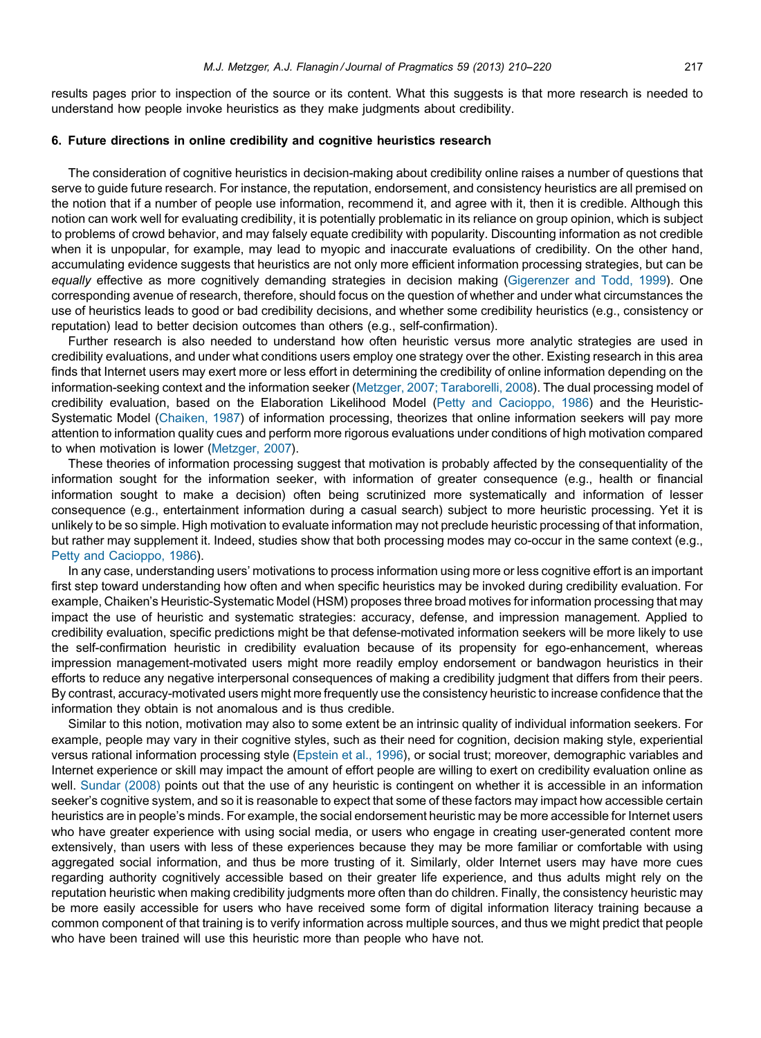results pages prior to inspection of the source or its content. What this suggests is that more research is needed to understand how people invoke heuristics as they make judgments about credibility.

## 6. Future directions in online credibility and cognitive heuristics research

The consideration of cognitive heuristics in decision-making about credibility online raises a number of questions that serve to guide future research. For instance, the reputation, endorsement, and consistency heuristics are all premised on the notion that if a number of people use information, recommend it, and agree with it, then it is credible. Although this notion can work well for evaluating credibility, it is potentially problematic in its reliance on group opinion, which is subject to problems of crowd behavior, and may falsely equate credibility with popularity. Discounting information as not credible when it is unpopular, for example, may lead to myopic and inaccurate evaluations of credibility. On the other hand, accumulating evidence suggests that heuristics are not only more efficient information processing strategies, but can be *equally* effective as more cognitively demanding strategies in decision making (Gigerenzer and Todd, 1999). One corresponding avenue of research, therefore, should focus on the question of whether and under what circumstances the use of heuristics leads to good or bad credibility decisions, and whether some credibility heuristics (e.g., consistency or reputation) lead to better decision outcomes than others (e.g., self-confirmation).

Further research is also needed to understand how often heuristic versus more analytic strategies are used in credibility evaluations, and under what conditions users employ one strategy over the other. Existing research in this area finds that Internet users may exert more or less effort in determining the credibility of online information depending on the information-seeking context and the information seeker (Metzger, 2007; Taraborelli, 2008). The dual processing model of credibility evaluation, based on the Elaboration Likelihood Model (Petty and Cacioppo, 1986) and the Heuristic-Systematic Model (Chaiken, 1987) of information processing, theorizes that online information seekers will pay more attention to information quality cues and perform more rigorous evaluations under conditions of high motivation compared to when motivation is lower (Metzger, 2007).

These theories of information processing suggest that motivation is probably affected by the consequentiality of the information sought for the information seeker, with information of greater consequence (e.g., health or financial information sought to make a decision) often being scrutinized more systematically and information of lesser consequence (e.g., entertainment information during a casual search) subject to more heuristic processing. Yet it is unlikely to be so simple. High motivation to evaluate information may not preclude heuristic processing of that information, but rather may supplement it. Indeed, studies show that both processing modes may co-occur in the same context (e.g., Petty and Cacioppo, 1986).

In any case, understanding users' motivations to process information using more or less cognitive effort is an important first step toward understanding how often and when specific heuristics may be invoked during credibility evaluation. For example, Chaiken's Heuristic-Systematic Model (HSM) proposes three broad motives for information processing that may impact the use of heuristic and systematic strategies: accuracy, defense, and impression management. Applied to credibility evaluation, specific predictions might be that defense-motivated information seekers will be more likely to use the self-confirmation heuristic in credibility evaluation because of its propensity for ego-enhancement, whereas impression management-motivated users might more readily employ endorsement or bandwagon heuristics in their efforts to reduce any negative interpersonal consequences of making a credibility judgment that differs from their peers. By contrast, accuracy-motivated users might more frequently use the consistency heuristic to increase confidence that the information they obtain is not anomalous and is thus credible.

Similar to this notion, motivation may also to some extent be an intrinsic quality of individual information seekers. For example, people may vary in their cognitive styles, such as their need for cognition, decision making style, experiential versus rational information processing style (Epstein et al., 1996), or social trust; moreover, demographic variables and Internet experience or skill may impact the amount of effort people are willing to exert on credibility evaluation online as well. Sundar (2008) points out that the use of any heuristic is contingent on whether it is accessible in an information seeker's cognitive system, and so it is reasonable to expect that some of these factors may impact how accessible certain heuristics are in people's minds. For example, the social endorsement heuristic may be more accessible for Internet users who have greater experience with using social media, or users who engage in creating user-generated content more extensively, than users with less of these experiences because they may be more familiar or comfortable with using aggregated social information, and thus be more trusting of it. Similarly, older Internet users may have more cues regarding authority cognitively accessible based on their greater life experience, and thus adults might rely on the reputation heuristic when making credibility judgments more often than do children. Finally, the consistency heuristic may be more easily accessible for users who have received some form of digital information literacy training because a common component of that training is to verify information across multiple sources, and thus we might predict that people who have been trained will use this heuristic more than people who have not.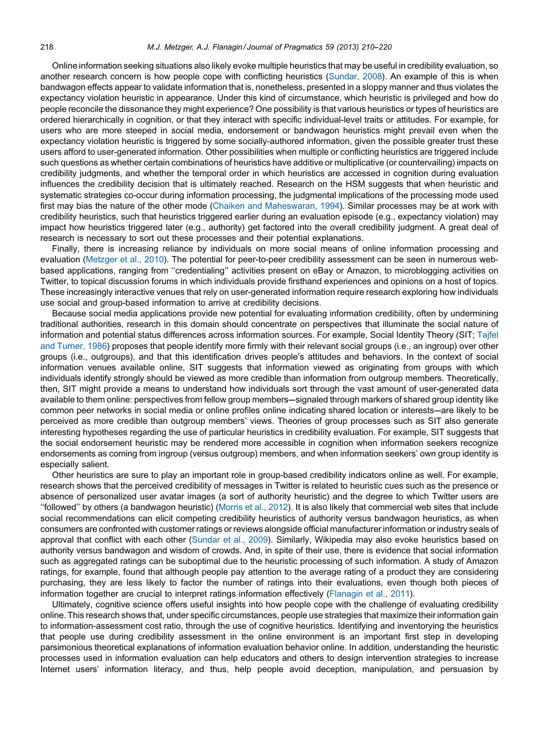Online information seeking situations also likely evoke multiple heuristics that may be useful in credibility evaluation, so another research concern is how people cope with conflicting heuristics (Sundar, 2008). An example of this is when bandwagon effects appear to validate information that is, nonetheless, presented in a sloppy manner and thus violates the expectancy violation heuristic in appearance. Under this kind of circumstance, which heuristic is privileged and how do people reconcile the dissonance they might experience? One possibility is that various heuristics or types of heuristics are ordered hierarchically in cognition, or that they interact with specific individual-level traits or attitudes. For example, for users who are more steeped in social media, endorsement or bandwagon heuristics might prevail even when the expectancy violation heuristic is triggered by some socially-authored information, given the possible greater trust these users afford to user-generated information. Other possibilities when multiple or conflicting heuristics are triggered include such questions as whether certain combinations of heuristics have additive or multiplicative (or countervailing) impacts on credibility judgments, and whether the temporal order in which heuristics are accessed in cognition during evaluation influences the credibility decision that is ultimately reached. Research on the HSM suggests that when heuristic and systematic strategies co-occur during information processing, the judgmental implications of the processing mode used first may bias the nature of the other mode (Chaiken and Maheswaran, 1994). Similar processes may be at work with credibility heuristics, such that heuristics triggered earlier during an evaluation episode (e.g., expectancy violation) may impact how heuristics triggered later (e.g., authority) get factored into the overall credibility judgment. A great deal of research is necessary to sort out these processes and their potential explanations.

Finally, there is increasing reliance by individuals on more social means of online information processing and evaluation (Metzger et al., 2010). The potential for peer-to-peer credibility assessment can be seen in numerous web-based applications, ranging from ''credentialing'' activities present on eBay or Amazon, to microblogging activities on Twitter, to topical discussion forums in which individuals provide firsthand experiences and opinions on a host of topics. These increasingly interactive venues that rely on user-generated information require research exploring how individuals use social and group-based information to arrive at credibility decisions.

Because social media applications provide new potential for evaluating information credibility, often by undermining traditional authorities, research in this domain should concentrate on perspectives that illuminate the social nature of information and potential status differences across information sources. For example, Social Identity Theory (SIT; Tajfel and Turner, 1986) proposes that people identify more firmly with their relevant social groups (i.e., an ingroup) over other groups (i.e., outgroups), and that this identification drives people's attitudes and behaviors. In the context of social information venues available online, SIT suggests that information viewed as originating from groups with which individuals identify strongly should be viewed as more credible than information from outgroup members. Theoretically, then, SIT might provide a means to understand how individuals sort through the vast amount of user-generated data available to them online: perspectives from fellow group members—signaled through markers of shared group identity like common peer networks in social media or online profiles online indicating shared location or interests—are likely to be perceived as more credible than outgroup members' views. Theories of group processes such as SIT also generate interesting hypotheses regarding the use of particular heuristics in credibility evaluation. For example, SIT suggests that the social endorsement heuristic may be rendered more accessible in cognition when information seekers recognize endorsements as coming from ingroup (versus outgroup) members, and when information seekers' own group identity is especially salient.

Other heuristics are sure to play an important role in group-based credibility indicators online as well. For example, research shows that the perceived credibility of messages in Twitter is related to heuristic cues such as the presence or absence of personalized user avatar images (a sort of authority heuristic) and the degree to which Twitter users are ''followed'' by others (a bandwagon heuristic) (Morris et al., 2012). It is also likely that commercial web sites that include social recommendations can elicit competing credibility heuristics of authority versus bandwagon heuristics, as when consumers are confronted with customer ratings or reviews alongside official manufacturer information or industry seals of approval that conflict with each other (Sundar et al., 2009). Similarly, Wikipedia may also evoke heuristics based on authority versus bandwagon and wisdom of crowds. And, in spite of their use, there is evidence that social information such as aggregated ratings can be suboptimal due to the heuristic processing of such information. A study of Amazon ratings, for example, found that although people pay attention to the average rating of a product they are considering purchasing, they are less likely to factor the number of ratings into their evaluations, even though both pieces of information together are crucial to interpret ratings information effectively (Flanagin et al., 2011).

Ultimately, cognitive science offers useful insights into how people cope with the challenge of evaluating credibility online. This research shows that, under specific circumstances, people use strategies that maximize their information gain to information-assessment cost ratio, through the use of cognitive heuristics. Identifying and inventorying the heuristics that people use during credibility assessment in the online environment is an important first step in developing parsimonious theoretical explanations of information evaluation behavior online. In addition, understanding the heuristic processes used in information evaluation can help educators and others to design intervention strategies to increase Internet users' information literacy, and thus, help people avoid deception, manipulation, and persuasion by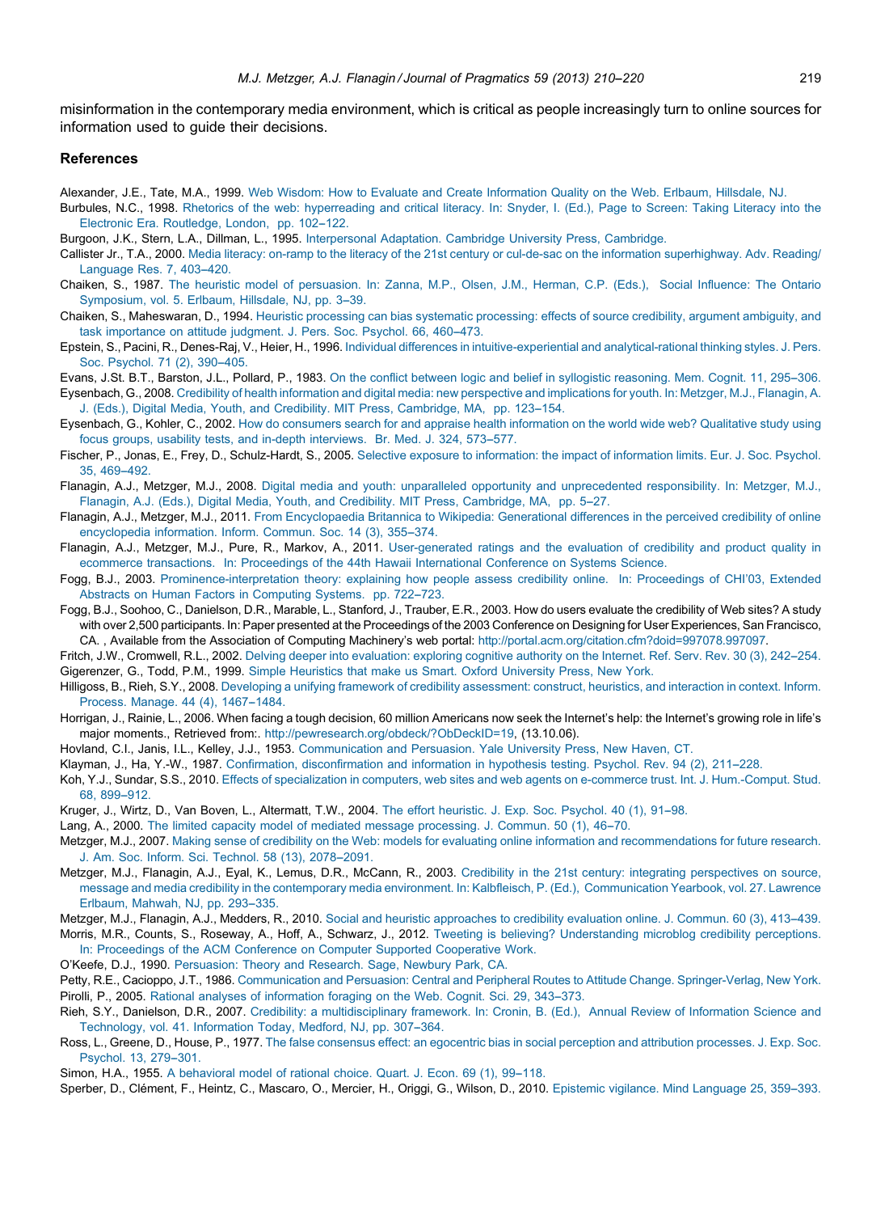misinformation in the contemporary media environment, which is critical as people increasingly turn to online sources for information used to guide their decisions.

## References

Alexander, J.E., Tate, M.A., 1999. Web Wisdom: How to Evaluate and Create Information Quality on the Web. Erlbaum, Hillsdale, NJ.

Burbules, N.C., 1998. Rhetorics of the web: hyperreading and critical literacy. In: Snyder, I. (Ed.), Page to Screen: Taking Literacy into the Electronic Era. Routledge, London, pp. 102–122.

Burgoon, J.K., Stern, L.A., Dillman, L., 1995. Interpersonal Adaptation. Cambridge University Press, Cambridge.

Callister Jr., T.A., 2000. Media literacy: on-ramp to the literacy of the 21st century or cul-de-sac on the information superhighway. Adv. Reading/Language Res. 7, 403–420.

Chaiken, S., 1987. The heuristic model of persuasion. In: Zanna, M.P., Olsen, J.M., Herman, C.P. (Eds.), Social Influence: The Ontario Symposium, vol. 5. Erlbaum, Hillsdale, NJ, pp. 3–39.

Chaiken, S., Maheswaran, D., 1994. Heuristic processing can bias systematic processing: effects of source credibility, argument ambiguity, and task importance on attitude judgment. J. Pers. Soc. Psychol. 66, 460–473.

Epstein, S., Pacini, R., Denes-Raj, V., Heier, H., 1996. Individual differences in intuitive-experiential and analytical-rational thinking styles. J. Pers. Soc. Psychol. 71 (2), 390–405.

Evans, J.St. B.T., Barston, J.L., Pollard, P., 1983. On the conflict between logic and belief in syllogistic reasoning. Mem. Cognit. 11, 295–306.

Eysenbach, G., 2008. Credibility of health information and digital media: new perspective and implications for youth. In: Metzger, M.J., Flanagin, A. J. (Eds.), Digital Media, Youth, and Credibility. MIT Press, Cambridge, MA, pp. 123–154.

Eysenbach, G., Kohler, C., 2002. How do consumers search for and appraise health information on the world wide web? Qualitative study using focus groups, usability tests, and in-depth interviews. Br. Med. J. 324, 573–577.

Fischer, P., Jonas, E., Frey, D., Schulz-Hardt, S., 2005. Selective exposure to information: the impact of information limits. Eur. J. Soc. Psychol. 35, 469–492.

Flanagin, A.J., Metzger, M.J., 2008. Digital media and youth: unparalleled opportunity and unprecedented responsibility. In: Metzger, M.J., Flanagin, A.J. (Eds.), Digital Media, Youth, and Credibility. MIT Press, Cambridge, MA, pp. 5–27.

Flanagin, A.J., Metzger, M.J., 2011. From Encyclopaedia Britannica to Wikipedia: Generational differences in the perceived credibility of online encyclopedia information. Inform. Commun. Soc. 14 (3), 355–374.

Flanagin, A.J., Metzger, M.J., Pure, R., Markov, A., 2011. User-generated ratings and the evaluation of credibility and product quality in ecommerce transactions. In: Proceedings of the 44th Hawaii International Conference on Systems Science.

Fogg, B.J., 2003. Prominence-interpretation theory: explaining how people assess credibility online. In: Proceedings of CHI'03, Extended Abstracts on Human Factors in Computing Systems. pp. 722–723.

Fogg, B.J., Soohoo, C., Danielson, D.R., Marable, L., Stanford, J., Trauber, E.R., 2003. How do users evaluate the credibility of Web sites? A study with over 2,500 participants. In: Paper presented at the Proceedings of the 2003 Conference on Designing for User Experiences, San Francisco, CA. , Available from the Association of Computing Machinery's web portal: http://portal.acm.org/citation.cfm?doid=997078.997097.

Fritch, J.W., Cromwell, R.L., 2002. Delving deeper into evaluation: exploring cognitive authority on the Internet. Ref. Serv. Rev. 30 (3), 242–254.

Gigerenzer, G., Todd, P.M., 1999. Simple Heuristics that make us Smart. Oxford University Press, New York.

Hilligoss, B., Rieh, S.Y., 2008. Developing a unifying framework of credibility assessment: construct, heuristics, and interaction in context. Inform. Process. Manage. 44 (4), 1467–1484.

Horrigan, J., Rainie, L., 2006. When facing a tough decision, 60 million Americans now seek the Internet's help: the Internet's growing role in life's major moments., Retrieved from:. http://pewresearch.org/obdeck/?ObDeckID=19, (13.10.06).

Hovland, C.I., Janis, I.L., Kelley, J.J., 1953. Communication and Persuasion. Yale University Press, New Haven, CT.

Klayman, J., Ha, Y.-W., 1987. Confirmation, disconfirmation and information in hypothesis testing. Psychol. Rev. 94 (2), 211–228.

Koh, Y.J., Sundar, S.S., 2010. Effects of specialization in computers, web sites and web agents on e-commerce trust. Int. J. Hum.-Comput. Stud. 68, 899–912.

Kruger, J., Wirtz, D., Van Boven, L., Altermatt, T.W., 2004. The effort heuristic. J. Exp. Soc. Psychol. 40 (1), 91–98.

Lang, A., 2000. The limited capacity model of mediated message processing. J. Commun. 50 (1), 46–70.

Metzger, M.J., 2007. Making sense of credibility on the Web: models for evaluating online information and recommendations for future research. J. Am. Soc. Inform. Sci. Technol. 58 (13), 2078–2091.

Metzger, M.J., Flanagin, A.J., Eyal, K., Lemus, D.R., McCann, R., 2003. Credibility in the 21st century: integrating perspectives on source, message and media credibility in the contemporary media environment. In: Kalbfleisch, P. (Ed.), Communication Yearbook, vol. 27. Lawrence Erlbaum, Mahwah, NJ, pp. 293–335.

Metzger, M.J., Flanagin, A.J., Medders, R., 2010. Social and heuristic approaches to credibility evaluation online. J. Commun. 60 (3), 413–439.

Morris, M.R., Counts, S., Roseway, A., Hoff, A., Schwarz, J., 2012. Tweeting is believing? Understanding microblog credibility perceptions. In: Proceedings of the ACM Conference on Computer Supported Cooperative Work.

O'Keefe, D.J., 1990. Persuasion: Theory and Research. Sage, Newbury Park, CA.

Petty, R.E., Cacioppo, J.T., 1986. Communication and Persuasion: Central and Peripheral Routes to Attitude Change. Springer-Verlag, New York.

Pirolli, P., 2005. Rational analyses of information foraging on the Web. Cognit. Sci. 29, 343–373.

Rieh, S.Y., Danielson, D.R., 2007. Credibility: a multidisciplinary framework. In: Cronin, B. (Ed.), Annual Review of Information Science and Technology, vol. 41. Information Today, Medford, NJ, pp. 307–364.

Ross, L., Greene, D., House, P., 1977. The false consensus effect: an egocentric bias in social perception and attribution processes. J. Exp. Soc. Psychol. 13, 279–301.

Simon, H.A., 1955. A behavioral model of rational choice. Quart. J. Econ. 69 (1), 99–118.

Sperber, D., Clément, F., Heintz, C., Mascaro, O., Mercier, H., Origgi, G., Wilson, D., 2010. Epistemic vigilance. Mind Language 25, 359–393.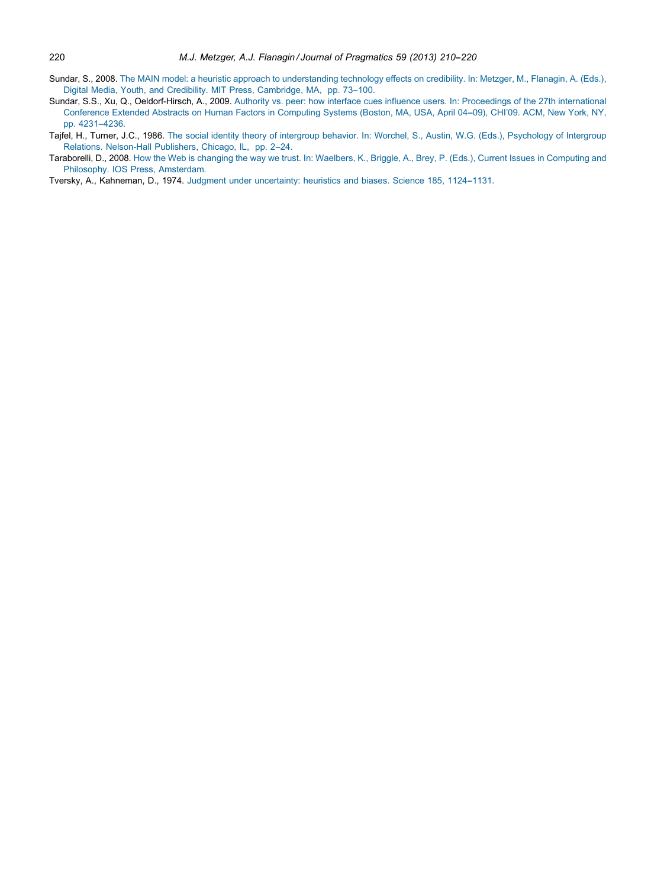Sundar, S., 2008. The MAIN model: a heuristic approach to understanding technology effects on credibility. In: Metzger, M., Flanagin, A. (Eds.), Digital Media, Youth, and Credibility. MIT Press, Cambridge, MA, pp. 73–100.

Sundar, S.S., Xu, Q., Oeldorf-Hirsch, A., 2009. Authority vs. peer: how interface cues influence users. In: Proceedings of the 27th international Conference Extended Abstracts on Human Factors in Computing Systems (Boston, MA, USA, April 04–09), CHI'09. ACM, New York, NY, pp. 4231–4236.

Tajfel, H., Turner, J.C., 1986. The social identity theory of intergroup behavior. In: Worchel, S., Austin, W.G. (Eds.), Psychology of Intergroup Relations. Nelson-Hall Publishers, Chicago, IL, pp. 2–24.

Taraborelli, D., 2008. How the Web is changing the way we trust. In: Waelbers, K., Briggle, A., Brey, P. (Eds.), Current Issues in Computing and Philosophy. IOS Press, Amsterdam.

Tversky, A., Kahneman, D., 1974. Judgment under uncertainty: heuristics and biases. Science 185, 1124–1131.